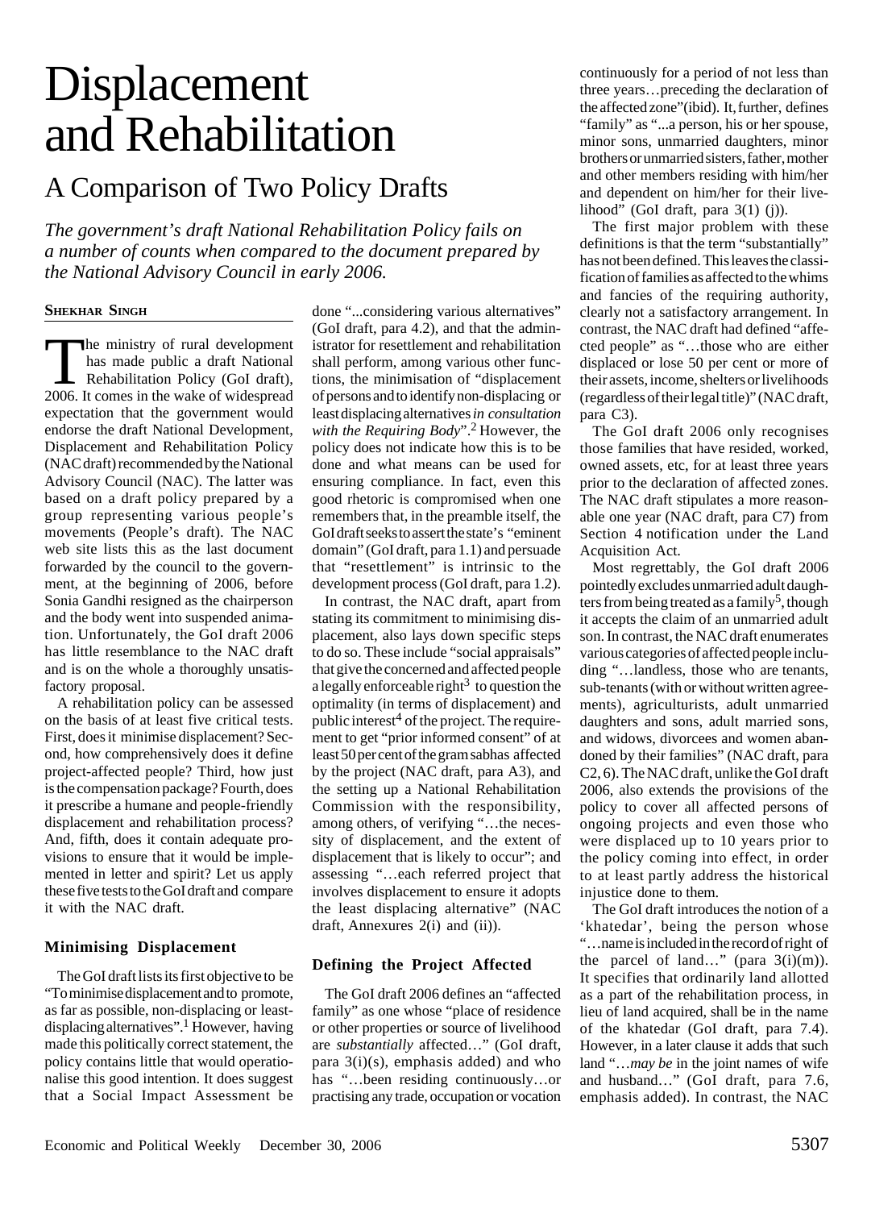# Displacement and Rehabilitation

## A Comparison of Two Policy Drafts

*The government's draft National Rehabilitation Policy fails on a number of counts when compared to the document prepared by the National Advisory Council in early 2006.*

**Shekhar Singh**

The ministry of rural development has made public a draft National Rehabilitation Policy (GoI draft), 2006. It comes in the wake of widespread expectation that the government would endorse the draft National Development, Displacement and Rehabilitation Policy (NAC draft) recommended by the National Advisory Council (NAC). The latter was based on a draft policy prepared by a group representing various people's movements (People's draft). The NAC web site lists this as the last document forwarded by the council to the government, at the beginning of 2006, before Sonia Gandhi resigned as the chairperson and the body went into suspended animation. Unfortunately, the GoI draft 2006 has little resemblance to the NAC draft and is on the whole a thoroughly unsatisfactory proposal.

A rehabilitation policy can be assessed on the basis of at least five critical tests. First, does it minimise displacement? Second, how comprehensively does it define project-affected people? Third, how just is the compensation package? Fourth, does it prescribe a humane and people-friendly displacement and rehabilitation process? And, fifth, does it contain adequate provisions to ensure that it would be implemented in letter and spirit? Let us apply these five tests to the GoI draft and compare it with the NAC draft.

### Minimising Displacement

The GoI draft lists its first objective to be "To minimise displacement and to promote, as far as possible, non-displacing or least-displacing alternatives".[1] However, having made this politically correct statement, the policy contains little that would operationalise this good intention. It does suggest that a Social Impact Assessment be done "...considering various alternatives" (GoI draft, para 4.2), and that the administrator for resettlement and rehabilitation shall perform, among various other functions, the minimisation of "displacement of persons and to identify non-displacing or least displacing alternatives *in consultation with the Requiring Body*".[2] However, the policy does not indicate how this is to be done and what means can be used for ensuring compliance. In fact, even this good rhetoric is compromised when one remembers that, in the preamble itself, the GoI draft seeks to assert the state's "eminent domain" (GoI draft, para 1.1) and persuade that "resettlement" is intrinsic to the development process (GoI draft, para 1.2).

In contrast, the NAC draft, apart from stating its commitment to minimising displacement, also lays down specific steps to do so. These include "social appraisals" that give the concerned and affected people a legally enforceable right[3] to question the optimality (in terms of displacement) and public interest[4] of the project. The requirement to get "prior informed consent" of at least 50 per cent of the gram sabhas affected by the project (NAC draft, para A3), and the setting up a National Rehabilitation Commission with the responsibility, among others, of verifying "…the necessity of displacement, and the extent of displacement that is likely to occur"; and assessing "…each referred project that involves displacement to ensure it adopts the least displacing alternative" (NAC draft, Annexures 2(i) and (ii)).

### Defining the Project Affected

The GoI draft 2006 defines an "affected family" as one whose "place of residence or other properties or source of livelihood are *substantially* affected…" (GoI draft, para 3(i)(s), emphasis added) and who has "…been residing continuously…or practising any trade, occupation or vocation continuously for a period of not less than three years…preceding the declaration of the affected zone"(ibid). It, further, defines "family" as "...a person, his or her spouse, minor sons, unmarried daughters, minor brothers or unmarried sisters, father, mother and other members residing with him/her and dependent on him/her for their livelihood" (GoI draft, para 3(1) (j)).

The first major problem with these definitions is that the term "substantially" has not been defined. This leaves the classification of families as affected to the whims and fancies of the requiring authority, clearly not a satisfactory arrangement. In contrast, the NAC draft had defined "affected people" as "…those who are either displaced or lose 50 per cent or more of their assets, income, shelters or livelihoods (regardless of their legal title)" (NAC draft, para C3).

The GoI draft 2006 only recognises those families that have resided, worked, owned assets, etc, for at least three years prior to the declaration of affected zones. The NAC draft stipulates a more reasonable one year (NAC draft, para C7) from Section 4 notification under the Land Acquisition Act.

Most regrettably, the GoI draft 2006 pointedly excludes unmarried adult daughters from being treated as a family[5], though it accepts the claim of an unmarried adult son. In contrast, the NAC draft enumerates various categories of affected people including "…landless, those who are tenants, sub-tenants (with or without written agreements), agriculturists, adult unmarried daughters and sons, adult married sons, and widows, divorcees and women abandoned by their families" (NAC draft, para C2, 6). The NAC draft, unlike the GoI draft 2006, also extends the provisions of the policy to cover all affected persons of ongoing projects and even those who were displaced up to 10 years prior to the policy coming into effect, in order to at least partly address the historical injustice done to them.

The GoI draft introduces the notion of a 'khatedar', being the person whose "…name is included in the record of right of the parcel of land…" (para 3(i)(m)). It specifies that ordinarily land allotted as a part of the rehabilitation process, in lieu of land acquired, shall be in the name of the khatedar (GoI draft, para 7.4). However, in a later clause it adds that such land "…*may be* in the joint names of wife and husband…" (GoI draft, para 7.6, emphasis added). In contrast, the NAC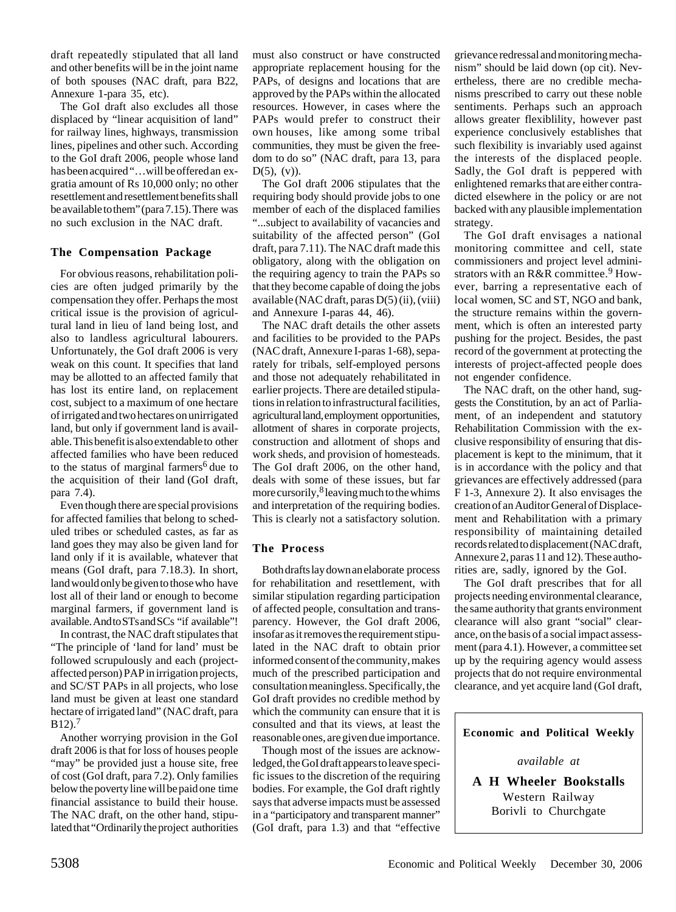draft repeatedly stipulated that all land and other benefits will be in the joint name of both spouses (NAC draft, para B22, Annexure 1-para 35, etc).

The GoI draft also excludes all those displaced by "linear acquisition of land" for railway lines, highways, transmission lines, pipelines and other such. According to the GoI draft 2006, people whose land has been acquired "…will be offered an ex-gratia amount of Rs 10,000 only; no other resettlement and resettlement benefits shall be available to them" (para 7.15). There was no such exclusion in the NAC draft.

### The Compensation Package

For obvious reasons, rehabilitation policies are often judged primarily by the compensation they offer. Perhaps the most critical issue is the provision of agricultural land in lieu of land being lost, and also to landless agricultural labourers. Unfortunately, the GoI draft 2006 is very weak on this count. It specifies that land may be allotted to an affected family that has lost its entire land, on replacement cost, subject to a maximum of one hectare of irrigated and two hectares on unirrigated land, but only if government land is available. This benefit is also extendable to other affected families who have been reduced to the status of marginal farmers[6] due to the acquisition of their land (GoI draft, para 7.4).

Even though there are special provisions for affected families that belong to scheduled tribes or scheduled castes, as far as land goes they may also be given land for land only if it is available, whatever that means (GoI draft, para 7.18.3). In short, land would only be given to those who have lost all of their land or enough to become marginal farmers, if government land is available. And to STs and SCs "if available"!

In contrast, the NAC draft stipulates that "The principle of 'land for land' must be followed scrupulously and each (project-affected person) PAP in irrigation projects, and SC/ST PAPs in all projects, who lose land must be given at least one standard hectare of irrigated land" (NAC draft, para B12).[7]

Another worrying provision in the GoI draft 2006 is that for loss of houses people "may" be provided just a house site, free of cost (GoI draft, para 7.2). Only families below the poverty line will be paid one time financial assistance to build their house. The NAC draft, on the other hand, stipulated that "Ordinarily the project authorities must also construct or have constructed appropriate replacement housing for the PAPs, of designs and locations that are approved by the PAPs within the allocated resources. However, in cases where the PAPs would prefer to construct their own houses, like among some tribal communities, they must be given the freedom to do so" (NAC draft, para 13, para D(5), (v)).

The GoI draft 2006 stipulates that the requiring body should provide jobs to one member of each of the displaced families "...subject to availability of vacancies and suitability of the affected person" (GoI draft, para 7.11). The NAC draft made this obligatory, along with the obligation on the requiring agency to train the PAPs so that they become capable of doing the jobs available (NAC draft, paras D(5) (ii), (viii) and Annexure I-paras 44, 46).

The NAC draft details the other assets and facilities to be provided to the PAPs (NAC draft, Annexure I-paras 1-68), separately for tribals, self-employed persons and those not adequately rehabilitated in earlier projects. There are detailed stipulations in relation to infrastructural facilities, agricultural land, employment opportunities, allotment of shares in corporate projects, construction and allotment of shops and work sheds, and provision of homesteads. The GoI draft 2006, on the other hand, deals with some of these issues, but far more cursorily,[8] leaving much to the whims and interpretation of the requiring bodies. This is clearly not a satisfactory solution.

### The Process

Both drafts lay down an elaborate process for rehabilitation and resettlement, with similar stipulation regarding participation of affected people, consultation and transparency. However, the GoI draft 2006, insofar as it removes the requirement stipulated in the NAC draft to obtain prior informed consent of the community, makes much of the prescribed participation and consultation meaningless. Specifically, the GoI draft provides no credible method by which the community can ensure that it is consulted and that its views, at least the reasonable ones, are given due importance.

Though most of the issues are acknowledged, the GoI draft appears to leave specific issues to the discretion of the requiring bodies. For example, the GoI draft rightly says that adverse impacts must be assessed in a "participatory and transparent manner" (GoI draft, para 1.3) and that "effective grievance redressal and monitoring mechanism" should be laid down (op cit). Nevertheless, there are no credible mechanisms prescribed to carry out these noble sentiments. Perhaps such an approach allows greater flexiblility, however past experience conclusively establishes that such flexibility is invariably used against the interests of the displaced people. Sadly, the GoI draft is peppered with enlightened remarks that are either contradicted elsewhere in the policy or are not backed with any plausible implementation strategy.

The GoI draft envisages a national monitoring committee and cell, state commissioners and project level administrators with an R&R committee.[9] However, barring a representative each of local women, SC and ST, NGO and bank, the structure remains within the government, which is often an interested party pushing for the project. Besides, the past record of the government at protecting the interests of project-affected people does not engender confidence.

The NAC draft, on the other hand, suggests the Constitution, by an act of Parliament, of an independent and statutory Rehabilitation Commission with the exclusive responsibility of ensuring that displacement is kept to the minimum, that it is in accordance with the policy and that grievances are effectively addressed (para F 1-3, Annexure 2). It also envisages the creation of an Auditor General of Displacement and Rehabilitation with a primary responsibility of maintaining detailed records related to displacement (NAC draft, Annexure 2, paras 11 and 12). These authorities are, sadly, ignored by the GoI.

The GoI draft prescribes that for all projects needing environmental clearance, the same authority that grants environment clearance will also grant "social" clearance, on the basis of a social impact assessment (para 4.1). However, a committee set up by the requiring agency would assess projects that do not require environmental clearance, and yet acquire land (GoI draft,

**Economic and Political Weekly**

*available at*

**A H Wheeler Bookstalls**
Western Railway
Borivli to Churchgate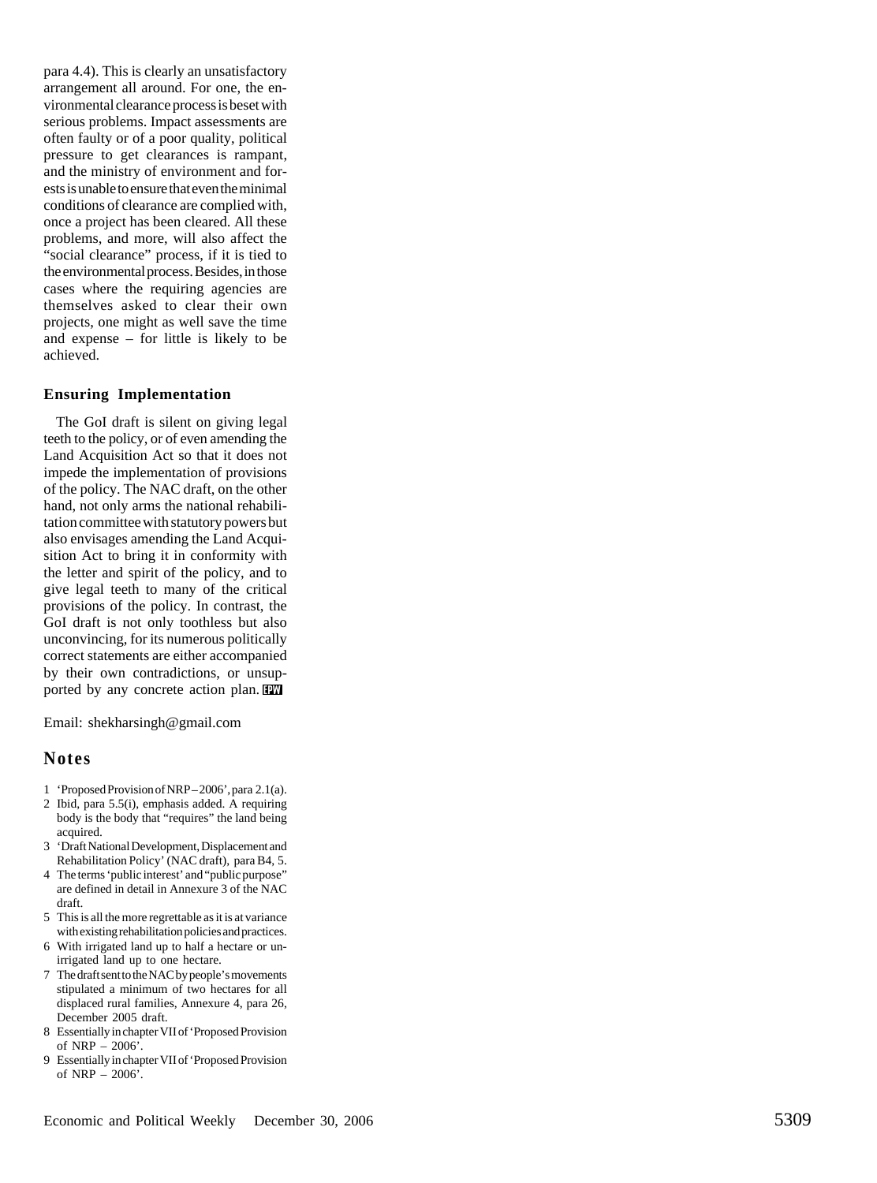para 4.4). This is clearly an unsatisfactory arrangement all around. For one, the environmental clearance process is beset with serious problems. Impact assessments are often faulty or of a poor quality, political pressure to get clearances is rampant, and the ministry of environment and forests is unable to ensure that even the minimal conditions of clearance are complied with, once a project has been cleared. All these problems, and more, will also affect the "social clearance" process, if it is tied to the environmental process. Besides, in those cases where the requiring agencies are themselves asked to clear their own projects, one might as well save the time and expense – for little is likely to be achieved.

### Ensuring Implementation

The GoI draft is silent on giving legal teeth to the policy, or of even amending the Land Acquisition Act so that it does not impede the implementation of provisions of the policy. The NAC draft, on the other hand, not only arms the national rehabilitation committee with statutory powers but also envisages amending the Land Acquisition Act to bring it in conformity with the letter and spirit of the policy, and to give legal teeth to many of the critical provisions of the policy. In contrast, the GoI draft is not only toothless but also unconvincing, for its numerous politically correct statements are either accompanied by their own contradictions, or unsupported by any concrete action plan. EPW

Email: shekharsingh@gmail.com

## Notes

1 'Proposed Provision of NRP – 2006', para 2.1(a).
2 Ibid, para 5.5(i), emphasis added. A requiring body is the body that "requires" the land being acquired.
3 'Draft National Development, Displacement and Rehabilitation Policy' (NAC draft), para B4, 5.
4 The terms 'public interest' and "public purpose" are defined in detail in Annexure 3 of the NAC draft.
5 This is all the more regrettable as it is at variance with existing rehabilitation policies and practices.
6 With irrigated land up to half a hectare or unirrigated land up to one hectare.
7 The draft sent to the NAC by people's movements stipulated a minimum of two hectares for all displaced rural families, Annexure 4, para 26, December 2005 draft.
8 Essentially in chapter VII of 'Proposed Provision of NRP – 2006'.
9 Essentially in chapter VII of 'Proposed Provision of NRP – 2006'.